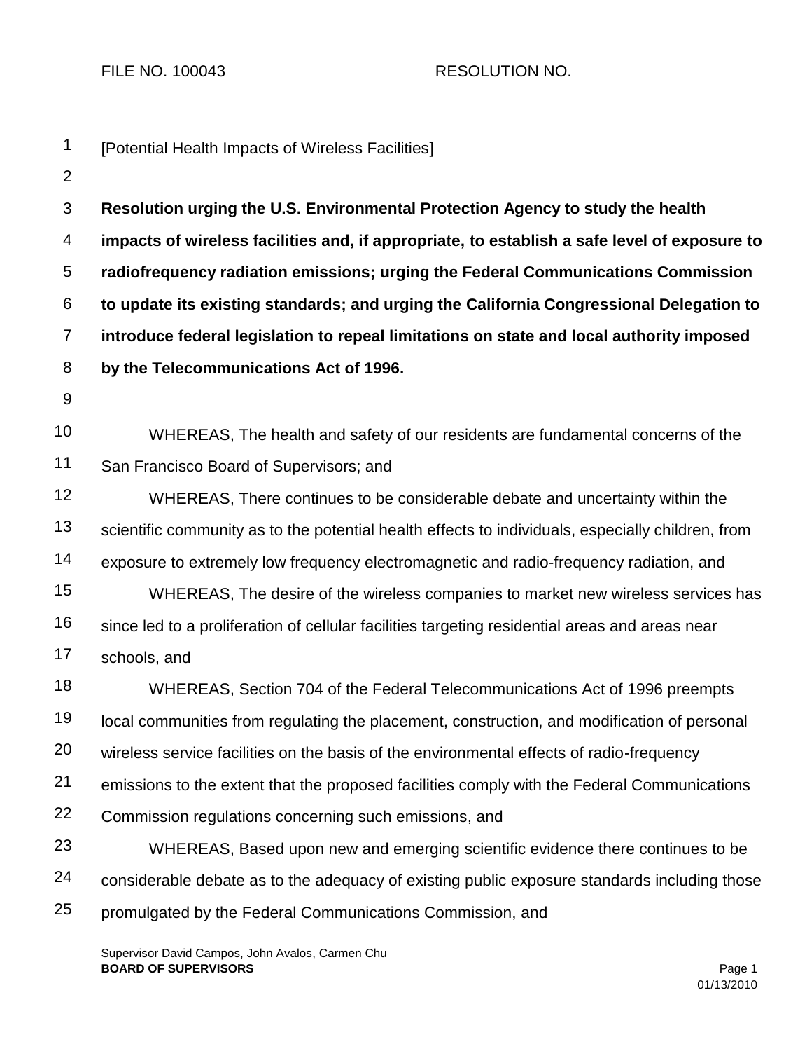FILE NO. 100043 RESOLUTION NO.

[Potential Health Impacts of Wireless Facilities]

**Resolution urging the U.S. Environmental Protection Agency to study the health impacts of wireless facilities and, if appropriate, to establish a safe level of exposure to radiofrequency radiation emissions; urging the Federal Communications Commission to update its existing standards; and urging the California Congressional Delegation to introduce federal legislation to repeal limitations on state and local authority imposed by the Telecommunications Act of 1996.**

WHEREAS, The health and safety of our residents are fundamental concerns of the San Francisco Board of Supervisors; and

WHEREAS, There continues to be considerable debate and uncertainty within the scientific community as to the potential health effects to individuals, especially children, from exposure to extremely low frequency electromagnetic and radio-frequency radiation, and

WHEREAS, The desire of the wireless companies to market new wireless services has since led to a proliferation of cellular facilities targeting residential areas and areas near schools, and

WHEREAS, Section 704 of the Federal Telecommunications Act of 1996 preempts local communities from regulating the placement, construction, and modification of personal wireless service facilities on the basis of the environmental effects of radio-frequency emissions to the extent that the proposed facilities comply with the Federal Communications Commission regulations concerning such emissions, and

WHEREAS, Based upon new and emerging scientific evidence there continues to be considerable debate as to the adequacy of existing public exposure standards including those promulgated by the Federal Communications Commission, and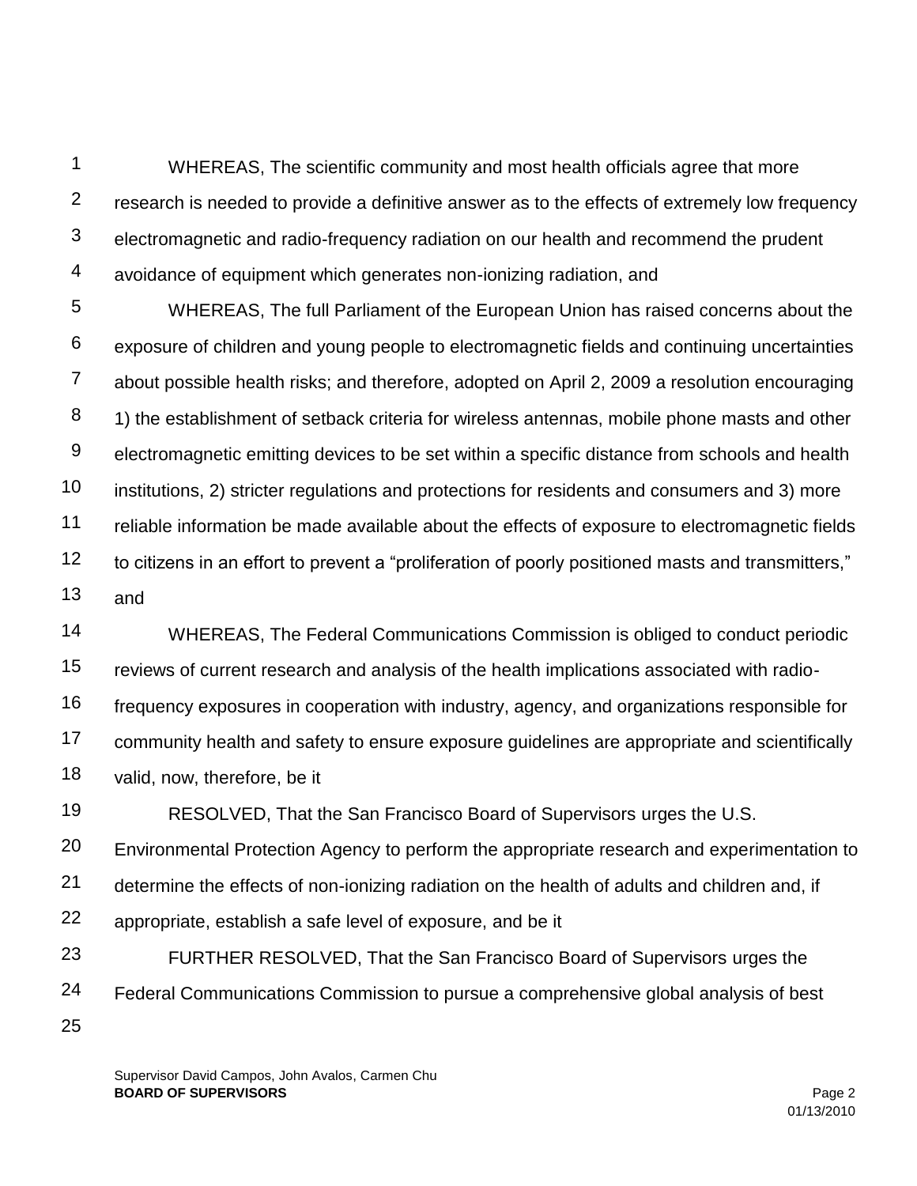WHEREAS, The scientific community and most health officials agree that more research is needed to provide a definitive answer as to the effects of extremely low frequency electromagnetic and radio-frequency radiation on our health and recommend the prudent avoidance of equipment which generates non-ionizing radiation, and

WHEREAS, The full Parliament of the European Union has raised concerns about the exposure of children and young people to electromagnetic fields and continuing uncertainties about possible health risks; and therefore, adopted on April 2, 2009 a resolution encouraging 1) the establishment of setback criteria for wireless antennas, mobile phone masts and other electromagnetic emitting devices to be set within a specific distance from schools and health institutions, 2) stricter regulations and protections for residents and consumers and 3) more reliable information be made available about the effects of exposure to electromagnetic fields to citizens in an effort to prevent a "proliferation of poorly positioned masts and transmitters," and

WHEREAS, The Federal Communications Commission is obliged to conduct periodic reviews of current research and analysis of the health implications associated with radio-frequency exposures in cooperation with industry, agency, and organizations responsible for community health and safety to ensure exposure guidelines are appropriate and scientifically valid, now, therefore, be it

RESOLVED, That the San Francisco Board of Supervisors urges the U.S. Environmental Protection Agency to perform the appropriate research and experimentation to determine the effects of non-ionizing radiation on the health of adults and children and, if appropriate, establish a safe level of exposure, and be it

FURTHER RESOLVED, That the San Francisco Board of Supervisors urges the Federal Communications Commission to pursue a comprehensive global analysis of best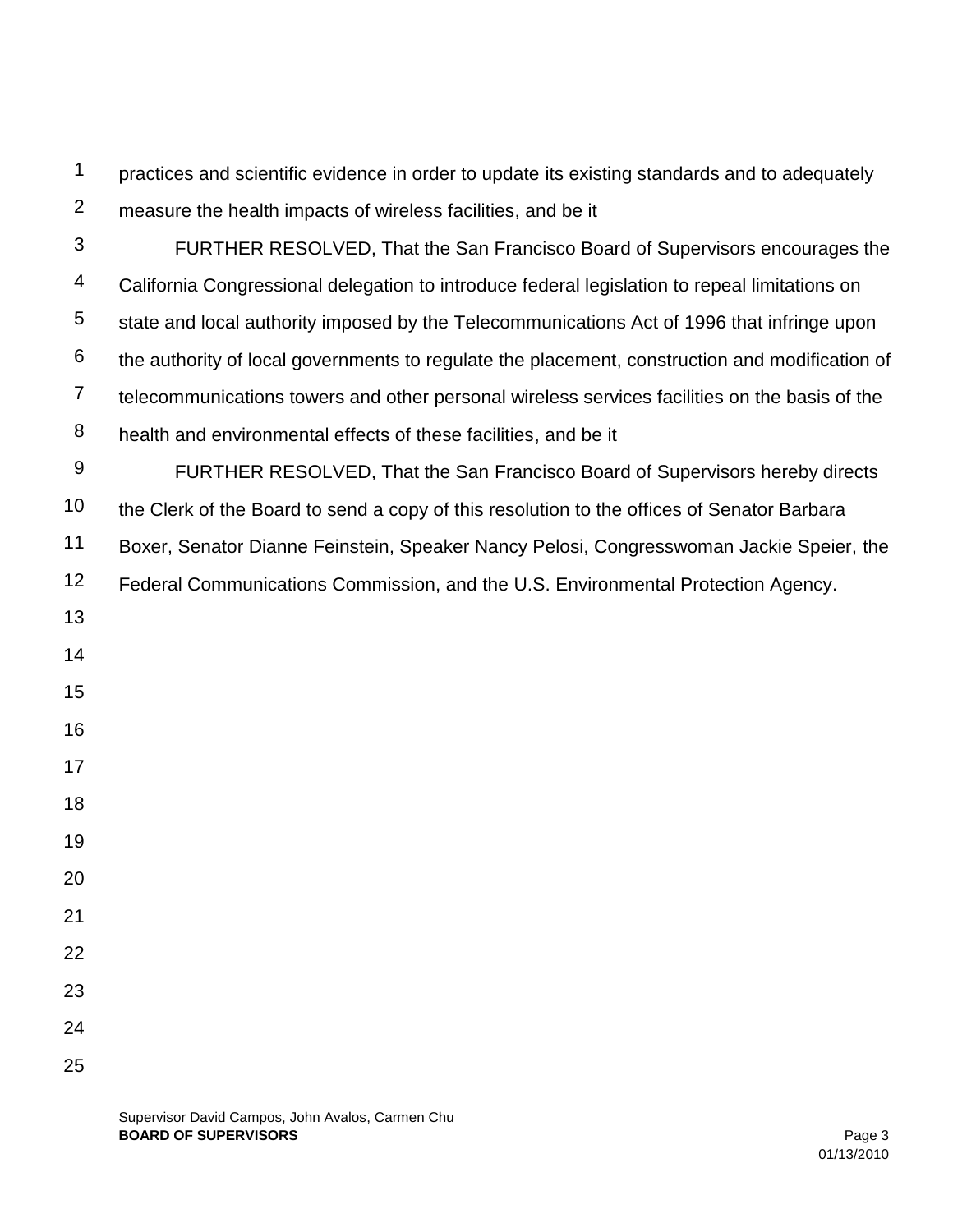practices and scientific evidence in order to update its existing standards and to adequately measure the health impacts of wireless facilities, and be it

FURTHER RESOLVED, That the San Francisco Board of Supervisors encourages the California Congressional delegation to introduce federal legislation to repeal limitations on state and local authority imposed by the Telecommunications Act of 1996 that infringe upon the authority of local governments to regulate the placement, construction and modification of telecommunications towers and other personal wireless services facilities on the basis of the health and environmental effects of these facilities, and be it

FURTHER RESOLVED, That the San Francisco Board of Supervisors hereby directs the Clerk of the Board to send a copy of this resolution to the offices of Senator Barbara Boxer, Senator Dianne Feinstein, Speaker Nancy Pelosi, Congresswoman Jackie Speier, the Federal Communications Commission, and the U.S. Environmental Protection Agency.